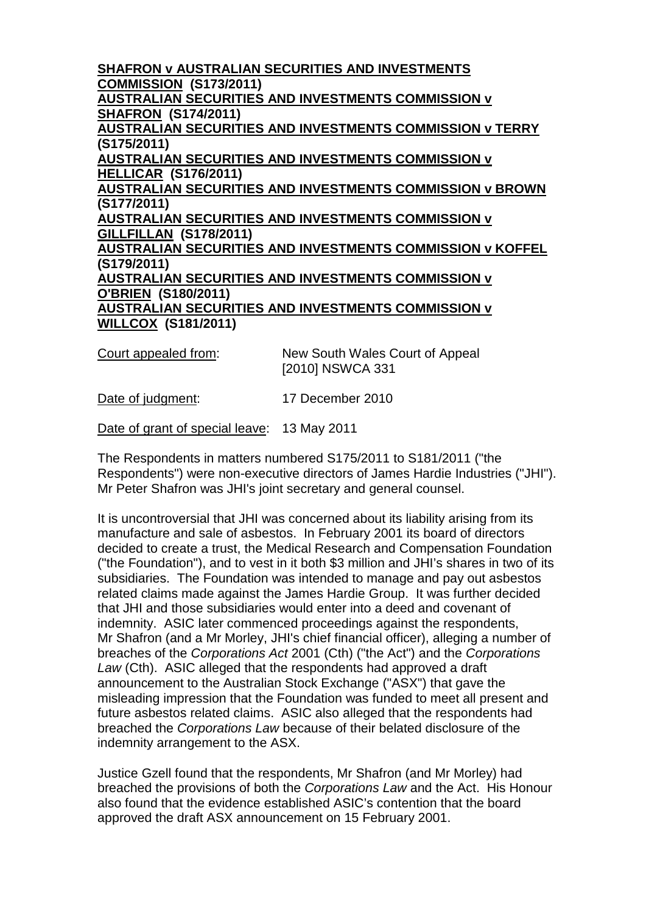**SHAFRON v AUSTRALIAN SECURITIES AND INVESTMENTS COMMISSION (S173/2011)**
**AUSTRALIAN SECURITIES AND INVESTMENTS COMMISSION v SHAFRON (S174/2011)**
**AUSTRALIAN SECURITIES AND INVESTMENTS COMMISSION v TERRY (S175/2011)**
**AUSTRALIAN SECURITIES AND INVESTMENTS COMMISSION v HELLICAR (S176/2011)**
**AUSTRALIAN SECURITIES AND INVESTMENTS COMMISSION v BROWN (S177/2011)**
**AUSTRALIAN SECURITIES AND INVESTMENTS COMMISSION v GILLFILLAN (S178/2011)**
**AUSTRALIAN SECURITIES AND INVESTMENTS COMMISSION v KOFFEL (S179/2011)**
**AUSTRALIAN SECURITIES AND INVESTMENTS COMMISSION v O'BRIEN (S180/2011)**
**AUSTRALIAN SECURITIES AND INVESTMENTS COMMISSION v WILLCOX (S181/2011)**

Court appealed from: New South Wales Court of Appeal [2010] NSWCA 331

Date of judgment: 17 December 2010

Date of grant of special leave: 13 May 2011

The Respondents in matters numbered S175/2011 to S181/2011 ("the Respondents") were non-executive directors of James Hardie Industries ("JHI"). Mr Peter Shafron was JHI's joint secretary and general counsel.

It is uncontroversial that JHI was concerned about its liability arising from its manufacture and sale of asbestos. In February 2001 its board of directors decided to create a trust, the Medical Research and Compensation Foundation ("the Foundation"), and to vest in it both $3 million and JHI's shares in two of its subsidiaries. The Foundation was intended to manage and pay out asbestos related claims made against the James Hardie Group. It was further decided that JHI and those subsidiaries would enter into a deed and covenant of indemnity. ASIC later commenced proceedings against the respondents, Mr Shafron (and a Mr Morley, JHI's chief financial officer), alleging a number of breaches of the *Corporations Act* 2001 (Cth) ("the Act") and the *Corporations Law* (Cth). ASIC alleged that the respondents had approved a draft announcement to the Australian Stock Exchange ("ASX") that gave the misleading impression that the Foundation was funded to meet all present and future asbestos related claims. ASIC also alleged that the respondents had breached the *Corporations Law* because of their belated disclosure of the indemnity arrangement to the ASX.

Justice Gzell found that the respondents, Mr Shafron (and Mr Morley) had breached the provisions of both the *Corporations Law* and the Act. His Honour also found that the evidence established ASIC's contention that the board approved the draft ASX announcement on 15 February 2001.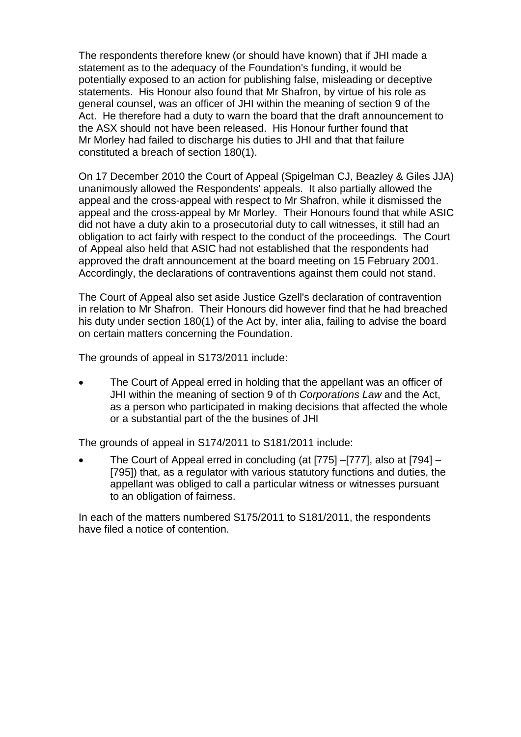The respondents therefore knew (or should have known) that if JHI made a statement as to the adequacy of the Foundation's funding, it would be potentially exposed to an action for publishing false, misleading or deceptive statements. His Honour also found that Mr Shafron, by virtue of his role as general counsel, was an officer of JHI within the meaning of section 9 of the Act. He therefore had a duty to warn the board that the draft announcement to the ASX should not have been released. His Honour further found that Mr Morley had failed to discharge his duties to JHI and that that failure constituted a breach of section 180(1).

On 17 December 2010 the Court of Appeal (Spigelman CJ, Beazley & Giles JJA) unanimously allowed the Respondents' appeals. It also partially allowed the appeal and the cross-appeal with respect to Mr Shafron, while it dismissed the appeal and the cross-appeal by Mr Morley. Their Honours found that while ASIC did not have a duty akin to a prosecutorial duty to call witnesses, it still had an obligation to act fairly with respect to the conduct of the proceedings. The Court of Appeal also held that ASIC had not established that the respondents had approved the draft announcement at the board meeting on 15 February 2001. Accordingly, the declarations of contraventions against them could not stand.

The Court of Appeal also set aside Justice Gzell's declaration of contravention in relation to Mr Shafron. Their Honours did however find that he had breached his duty under section 180(1) of the Act by, inter alia, failing to advise the board on certain matters concerning the Foundation.

The grounds of appeal in S173/2011 include:

- The Court of Appeal erred in holding that the appellant was an officer of JHI within the meaning of section 9 of th *Corporations Law* and the Act, as a person who participated in making decisions that affected the whole or a substantial part of the the busines of JHI

The grounds of appeal in S174/2011 to S181/2011 include:

- The Court of Appeal erred in concluding (at [775] –[777], also at [794] – [795]) that, as a regulator with various statutory functions and duties, the appellant was obliged to call a particular witness or witnesses pursuant to an obligation of fairness.

In each of the matters numbered S175/2011 to S181/2011, the respondents have filed a notice of contention.